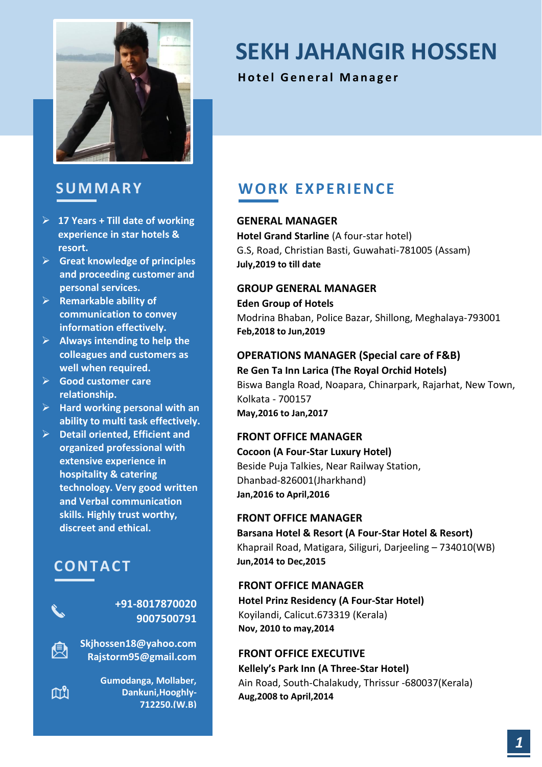# SEKH JAHANGIR HOSSEN

**Hotel General Manager**

## SUMMARY

- 17 Years + Till date of working experience in star hotels & resort.
- Great knowledge of principles and proceeding customer and personal services.
- Remarkable ability of communication to convey information effectively.
- Always intending to help the colleagues and customers as well when required.
- Good customer care relationship.
- Hard working personal with an ability to multi task effectively.
- Detail oriented, Efficient and organized professional with extensive experience in hospitality & catering technology. Very good written and Verbal communication skills. Highly trust worthy, discreet and ethical.

## CONTACT

+91-8017870020
9007500791

Skjhossen18@yahoo.com
Rajstorm95@gmail.com

Gumodanga, Mollaber, Dankuni,Hooghly-712250.(W.B)

## WORK EXPERIENCE

### GENERAL MANAGER

**Hotel Grand Starline** (A four-star hotel)
G.S, Road, Christian Basti, Guwahati-781005 (Assam)
**July,2019 to till date**

### GROUP GENERAL MANAGER

**Eden Group of Hotels**
Modrina Bhaban, Police Bazar, Shillong, Meghalaya-793001
**Feb,2018 to Jun,2019**

### OPERATIONS MANAGER (Special care of F&B)

**Re Gen Ta Inn Larica (The Royal Orchid Hotels)**
Biswa Bangla Road, Noapara, Chinarpark, Rajarhat, New Town, Kolkata - 700157
**May,2016 to Jan,2017**

### FRONT OFFICE MANAGER

**Cocoon (A Four-Star Luxury Hotel)**
Beside Puja Talkies, Near Railway Station, Dhanbad-826001(Jharkhand)
**Jan,2016 to April,2016**

### FRONT OFFICE MANAGER

**Barsana Hotel & Resort (A Four-Star Hotel & Resort)**
Khaprail Road, Matigara, Siliguri, Darjeeling – 734010(WB)
**Jun,2014 to Dec,2015**

### FRONT OFFICE MANAGER

**Hotel Prinz Residency (A Four-Star Hotel)**
Koyilandi, Calicut.673319 (Kerala)
**Nov, 2010 to may,2014**

### FRONT OFFICE EXECUTIVE

**Kelleyʼs Park Inn (A Three-Star Hotel)**
Ain Road, South-Chalakudy, Thrissur -680037(Kerala)
**Aug,2008 to April,2014**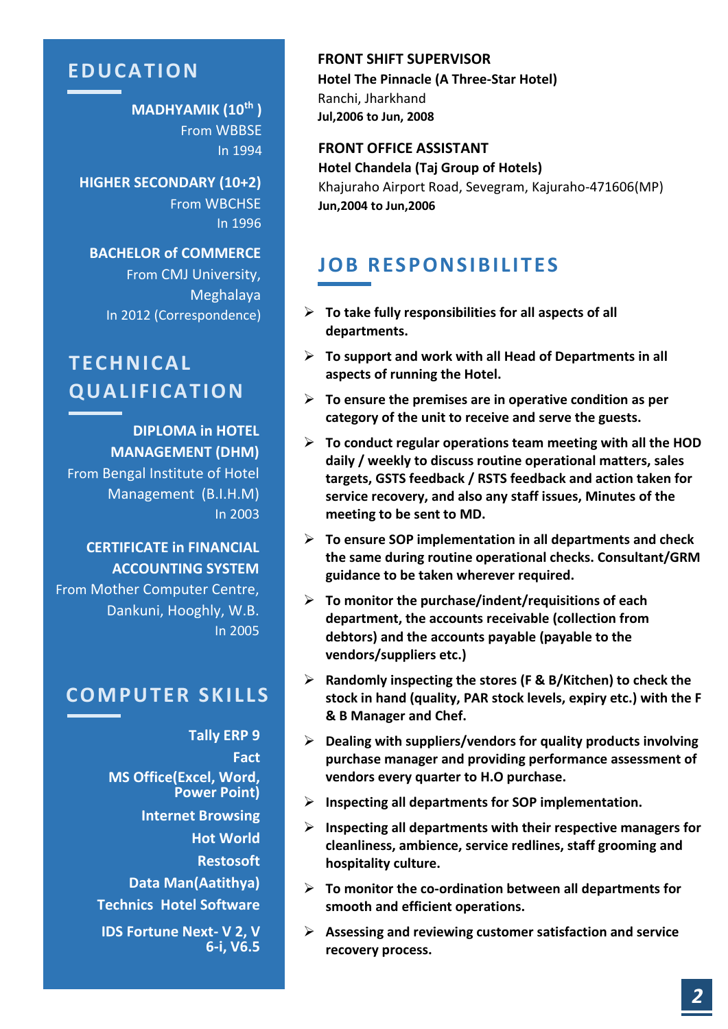## EDUCATION

**MADHYAMIK (10th)**
From WBBSE
In 1994

**HIGHER SECONDARY (10+2)**
From WBCHSE
In 1996

**BACHELOR of COMMERCE**
From CMJ University, Meghalaya
In 2012 (Correspondence)

## TECHNICAL QUALIFICATION

**DIPLOMA in HOTEL MANAGEMENT (DHM)**
From Bengal Institute of Hotel Management (B.I.H.M)
In 2003

**CERTIFICATE in FINANCIAL ACCOUNTING SYSTEM**
From Mother Computer Centre, Dankuni, Hooghly, W.B.
In 2005

## COMPUTER SKILLS

**Tally ERP 9**
**Fact**
**MS Office(Excel, Word, Power Point)**
**Internet Browsing**
**Hot World**
**Restosoft**
**Data Man(Aatithya)**
**Technics Hotel Software**
**IDS Fortune Next- V 2, V 6-i, V6.5**

**FRONT SHIFT SUPERVISOR**
**Hotel The Pinnacle (A Three-Star Hotel)**
Ranchi, Jharkhand
**Jul,2006 to Jun, 2008**

**FRONT OFFICE ASSISTANT**
**Hotel Chandela (Taj Group of Hotels)**
Khajuraho Airport Road, Sevegram, Kajuraho-471606(MP)
**Jun,2004 to Jun,2006**

## JOB RESPONSIBILITES

- **To take fully responsibilities for all aspects of all departments.**
- **To support and work with all Head of Departments in all aspects of running the Hotel.**
- **To ensure the premises are in operative condition as per category of the unit to receive and serve the guests.**
- **To conduct regular operations team meeting with all the HOD daily / weekly to discuss routine operational matters, sales targets, GSTS feedback / RSTS feedback and action taken for service recovery, and also any staff issues, Minutes of the meeting to be sent to MD.**
- **To ensure SOP implementation in all departments and check the same during routine operational checks. Consultant/GRM guidance to be taken wherever required.**
- **To monitor the purchase/indent/requisitions of each department, the accounts receivable (collection from debtors) and the accounts payable (payable to the vendors/suppliers etc.)**
- **Randomly inspecting the stores (F & B/Kitchen) to check the stock in hand (quality, PAR stock levels, expiry etc.) with the F & B Manager and Chef.**
- **Dealing with suppliers/vendors for quality products involving purchase manager and providing performance assessment of vendors every quarter to H.O purchase.**
- **Inspecting all departments for SOP implementation.**
- **Inspecting all departments with their respective managers for cleanliness, ambience, service redlines, staff grooming and hospitality culture.**
- **To monitor the co-ordination between all departments for smooth and efficient operations.**
- **Assessing and reviewing customer satisfaction and service recovery process.**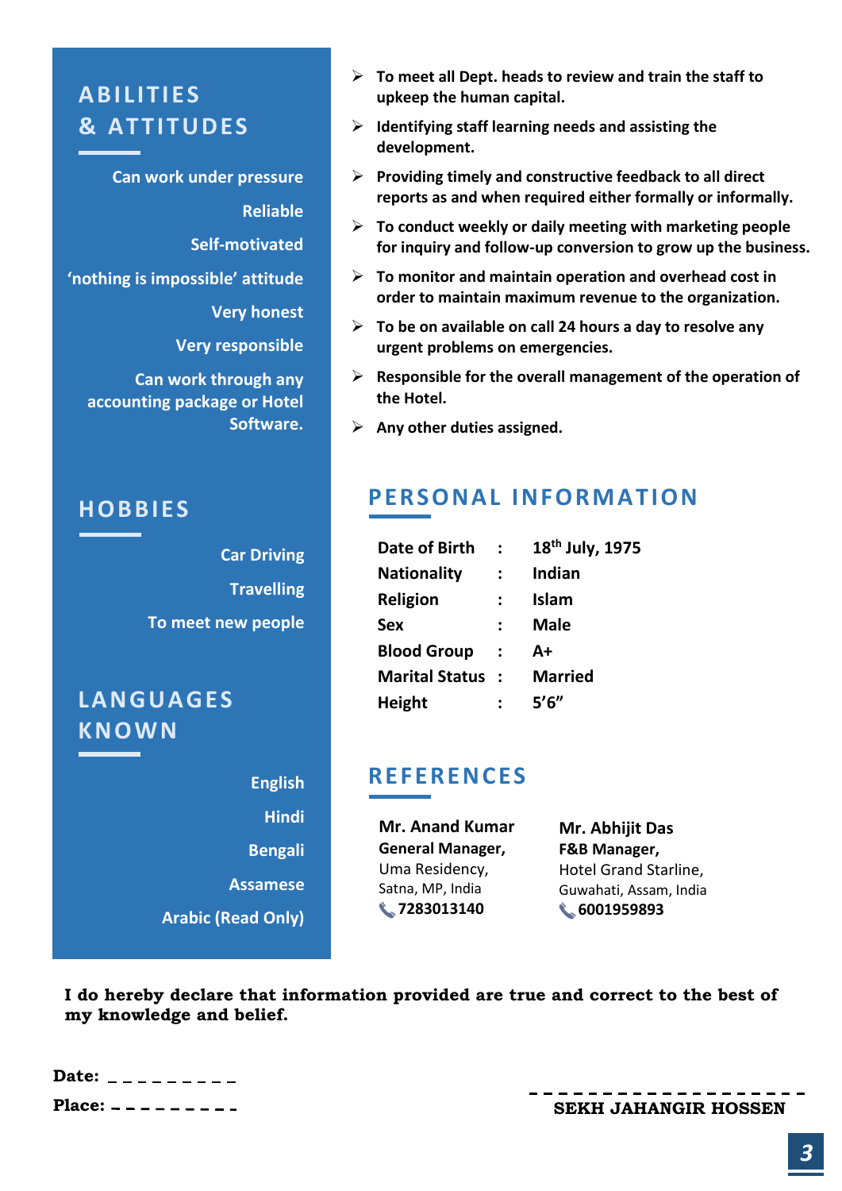## ABILITIES & ATTITUDES

- Can work under pressure
- Reliable
- Self-motivated
- 'nothing is impossible' attitude
- Very honest
- Very responsible
- Can work through any accounting package or Hotel Software.

## HOBBIES

- Car Driving
- Travelling
- To meet new people

## LANGUAGES KNOWN

- English
- Hindi
- Bengali
- Assamese
- Arabic (Read Only)

---

- **To meet all Dept. heads to review and train the staff to upkeep the human capital.**
- **Identifying staff learning needs and assisting the development.**
- **Providing timely and constructive feedback to all direct reports as and when required either formally or informally.**
- **To conduct weekly or daily meeting with marketing people for inquiry and follow-up conversion to grow up the business.**
- **To monitor and maintain operation and overhead cost in order to maintain maximum revenue to the organization.**
- **To be on available on call 24 hours a day to resolve any urgent problems on emergencies.**
- **Responsible for the overall management of the operation of the Hotel.**
- **Any other duties assigned.**

## PERSONAL INFORMATION

| | | |
|---|---|---|
| **Date of Birth** | : | **18th July, 1975** |
| **Nationality** | : | **Indian** |
| **Religion** | : | **Islam** |
| **Sex** | : | **Male** |
| **Blood Group** | : | **A+** |
| **Marital Status** | : | **Married** |
| **Height** | : | **5'6"** |

## REFERENCES

**Mr. Anand Kumar**
**General Manager,**
Uma Residency,
Satna, MP, India
📞 **7283013140**

**Mr. Abhijit Das**
**F&B Manager,**
Hotel Grand Starline,
Guwahati, Assam, India
📞 **6001959893**

**I do hereby declare that information provided are true and correct to the best of my knowledge and belief.**

**Date:** _ _ _ _ _ _ _ _ _

**Place:** _ _ _ _ _ _ _ _ _

_ _ _ _ _ _ _ _ _ _ _ _ _ _ _ _ _ _ _

**SEKH JAHANGIR HOSSEN**